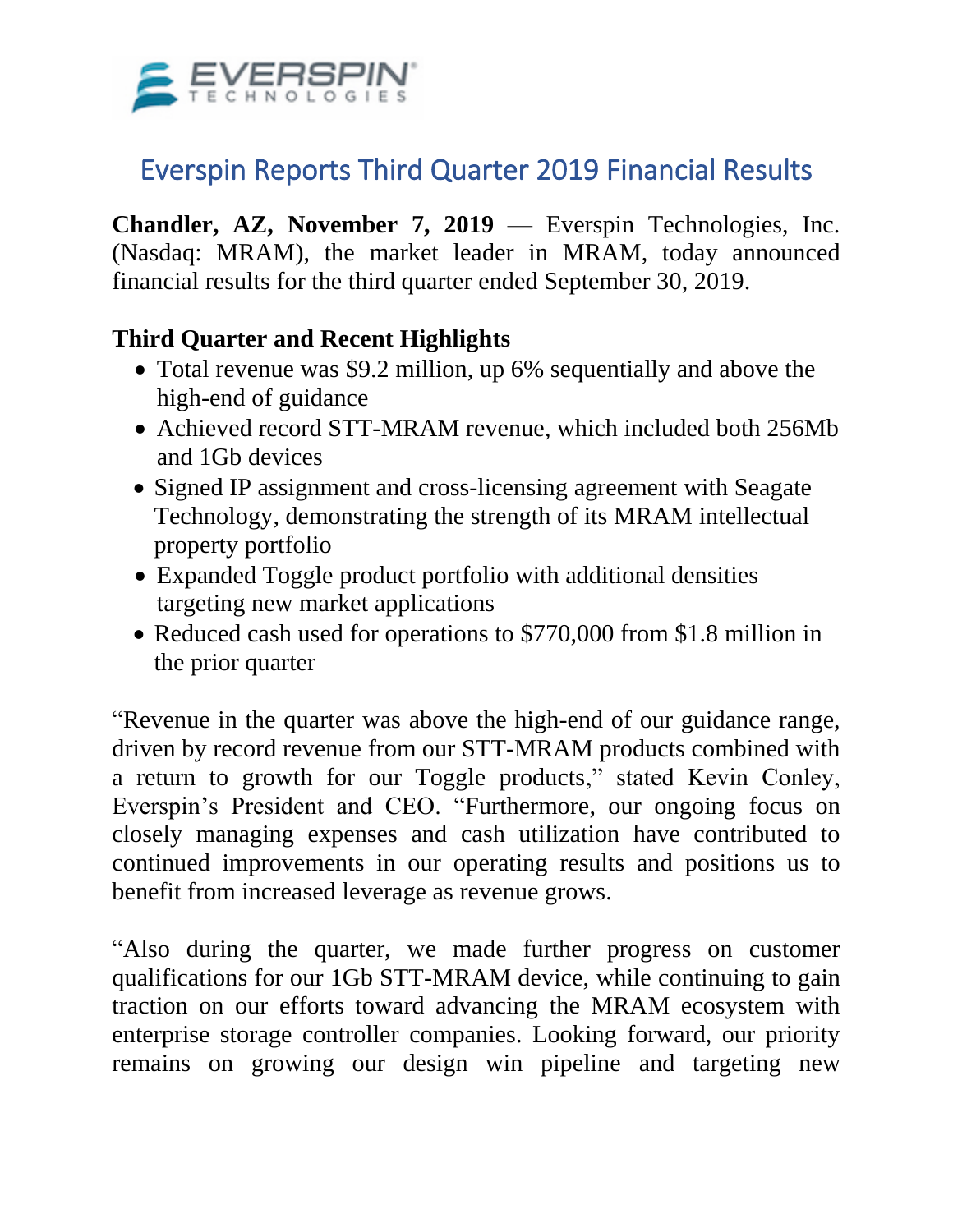# Everspin Reports Third Quarter 2019 Financial Results

**Chandler, AZ, November 7, 2019** — Everspin Technologies, Inc. (Nasdaq: MRAM), the market leader in MRAM, today announced financial results for the third quarter ended September 30, 2019.

**Third Quarter and Recent Highlights**

- Total revenue was $9.2 million, up 6% sequentially and above the high-end of guidance
- Achieved record STT-MRAM revenue, which included both 256Mb and 1Gb devices
- Signed IP assignment and cross-licensing agreement with Seagate Technology, demonstrating the strength of its MRAM intellectual property portfolio
- Expanded Toggle product portfolio with additional densities targeting new market applications
- Reduced cash used for operations to $770,000 from $1.8 million in the prior quarter

"Revenue in the quarter was above the high-end of our guidance range, driven by record revenue from our STT-MRAM products combined with a return to growth for our Toggle products," stated Kevin Conley, Everspin's President and CEO. "Furthermore, our ongoing focus on closely managing expenses and cash utilization have contributed to continued improvements in our operating results and positions us to benefit from increased leverage as revenue grows.

"Also during the quarter, we made further progress on customer qualifications for our 1Gb STT-MRAM device, while continuing to gain traction on our efforts toward advancing the MRAM ecosystem with enterprise storage controller companies. Looking forward, our priority remains on growing our design win pipeline and targeting new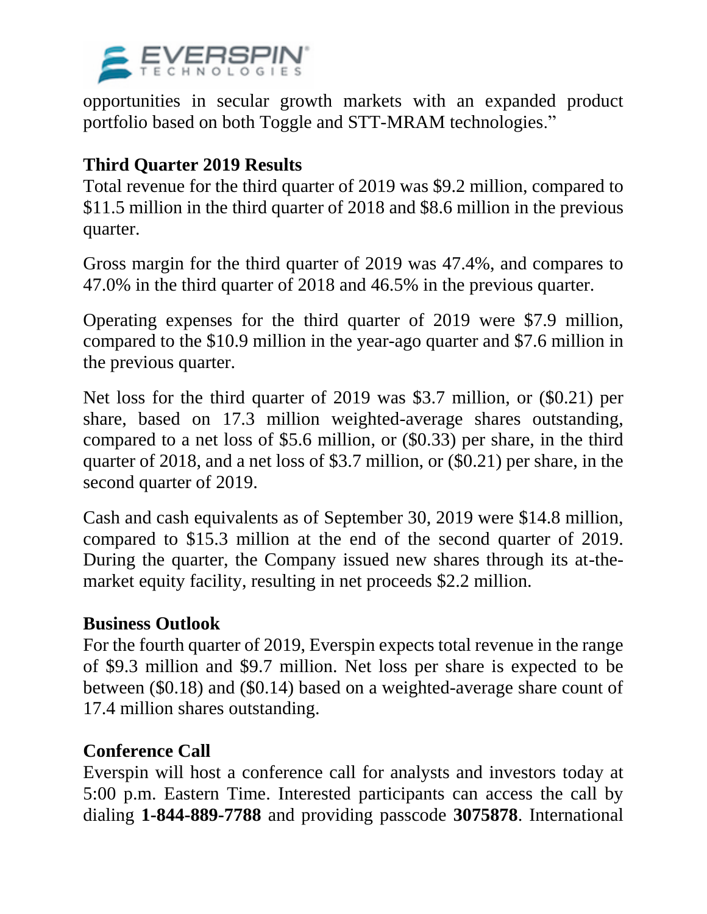opportunities in secular growth markets with an expanded product portfolio based on both Toggle and STT-MRAM technologies."

**Third Quarter 2019 Results**

Total revenue for the third quarter of 2019 was $9.2 million, compared to $11.5 million in the third quarter of 2018 and $8.6 million in the previous quarter.

Gross margin for the third quarter of 2019 was 47.4%, and compares to 47.0% in the third quarter of 2018 and 46.5% in the previous quarter.

Operating expenses for the third quarter of 2019 were $7.9 million, compared to the $10.9 million in the year-ago quarter and $7.6 million in the previous quarter.

Net loss for the third quarter of 2019 was $3.7 million, or ($0.21) per share, based on 17.3 million weighted-average shares outstanding, compared to a net loss of $5.6 million, or ($0.33) per share, in the third quarter of 2018, and a net loss of $3.7 million, or ($0.21) per share, in the second quarter of 2019.

Cash and cash equivalents as of September 30, 2019 were $14.8 million, compared to $15.3 million at the end of the second quarter of 2019. During the quarter, the Company issued new shares through its at-the-market equity facility, resulting in net proceeds $2.2 million.

**Business Outlook**

For the fourth quarter of 2019, Everspin expects total revenue in the range of $9.3 million and $9.7 million. Net loss per share is expected to be between ($0.18) and ($0.14) based on a weighted-average share count of 17.4 million shares outstanding.

**Conference Call**

Everspin will host a conference call for analysts and investors today at 5:00 p.m. Eastern Time. Interested participants can access the call by dialing **1-844-889-7788** and providing passcode **3075878**. International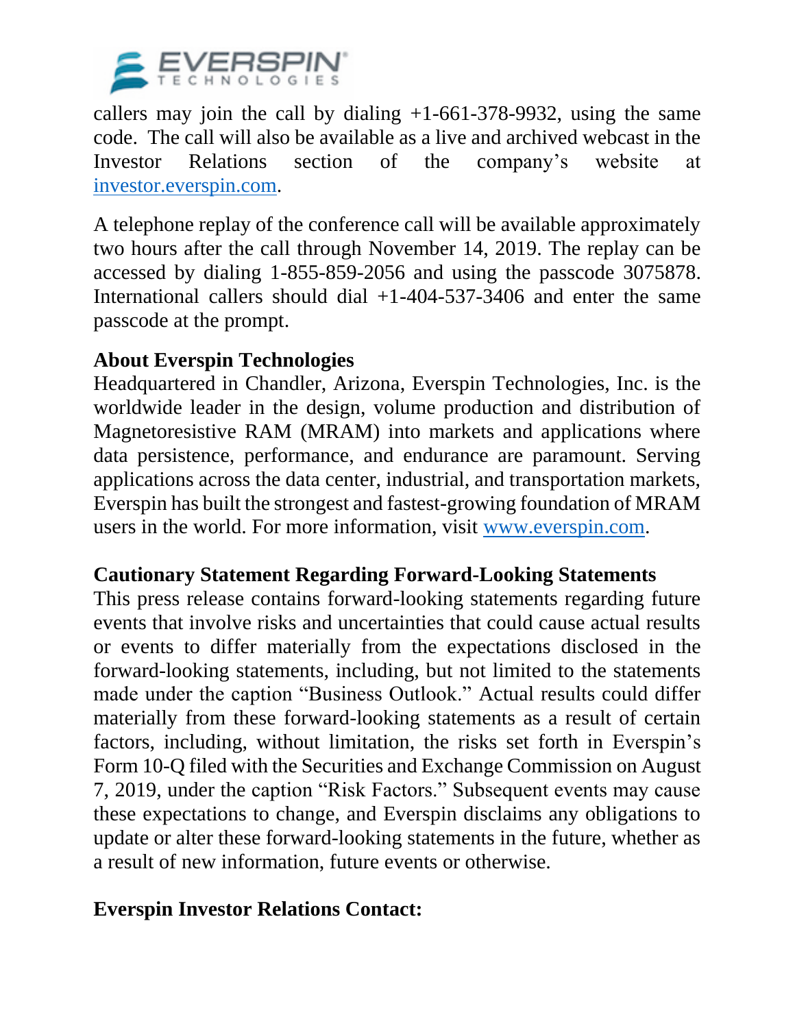callers may join the call by dialing +1-661-378-9932, using the same code. The call will also be available as a live and archived webcast in the Investor Relations section of the company's website at investor.everspin.com.

A telephone replay of the conference call will be available approximately two hours after the call through November 14, 2019. The replay can be accessed by dialing 1-855-859-2056 and using the passcode 3075878. International callers should dial +1-404-537-3406 and enter the same passcode at the prompt.

**About Everspin Technologies**

Headquartered in Chandler, Arizona, Everspin Technologies, Inc. is the worldwide leader in the design, volume production and distribution of Magnetoresistive RAM (MRAM) into markets and applications where data persistence, performance, and endurance are paramount. Serving applications across the data center, industrial, and transportation markets, Everspin has built the strongest and fastest-growing foundation of MRAM users in the world. For more information, visit www.everspin.com.

**Cautionary Statement Regarding Forward-Looking Statements**

This press release contains forward-looking statements regarding future events that involve risks and uncertainties that could cause actual results or events to differ materially from the expectations disclosed in the forward-looking statements, including, but not limited to the statements made under the caption "Business Outlook." Actual results could differ materially from these forward-looking statements as a result of certain factors, including, without limitation, the risks set forth in Everspin's Form 10-Q filed with the Securities and Exchange Commission on August 7, 2019, under the caption "Risk Factors." Subsequent events may cause these expectations to change, and Everspin disclaims any obligations to update or alter these forward-looking statements in the future, whether as a result of new information, future events or otherwise.

**Everspin Investor Relations Contact:**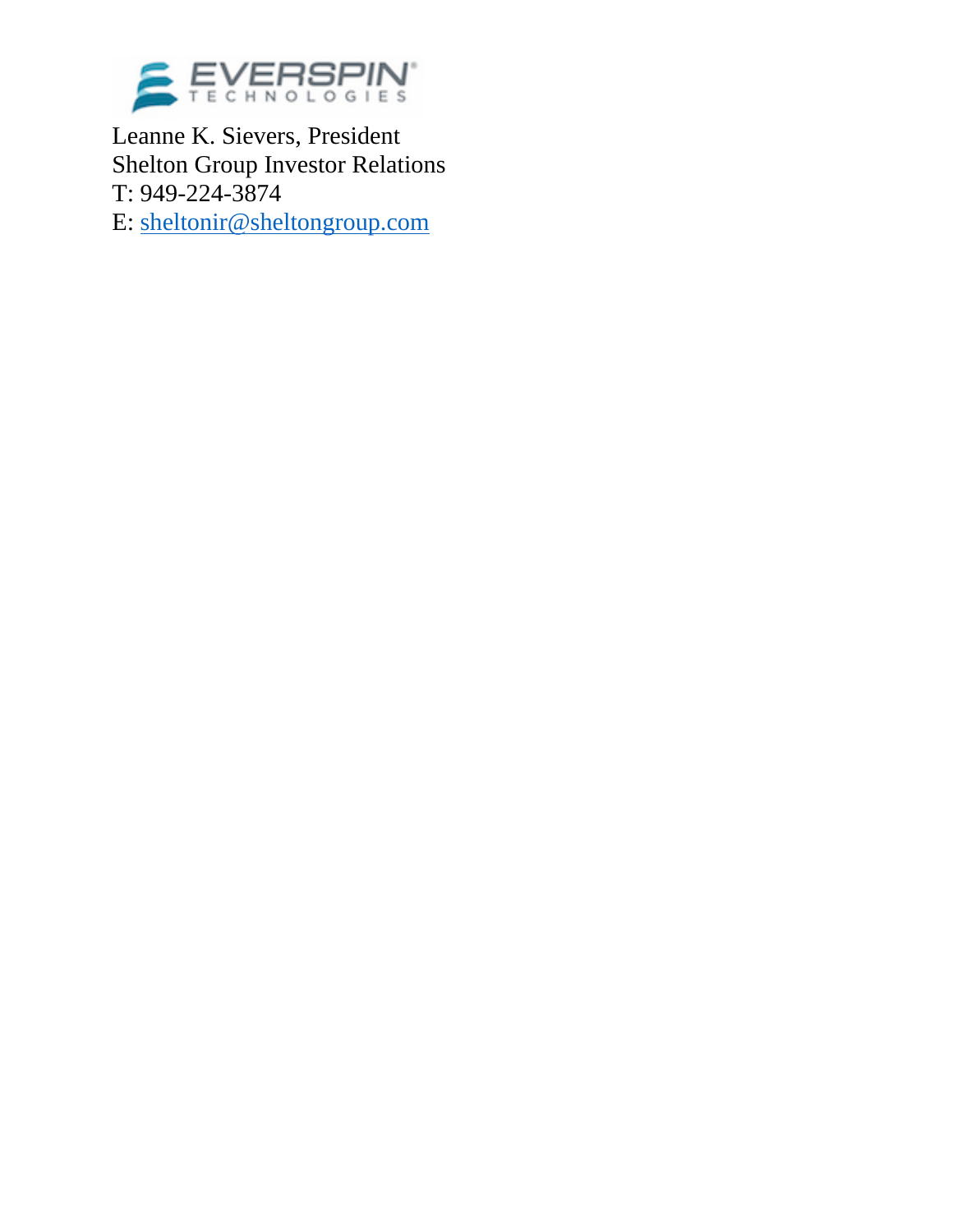Leanne K. Sievers, President
Shelton Group Investor Relations
T: 949-224-3874
E: sheltonir@sheltongroup.com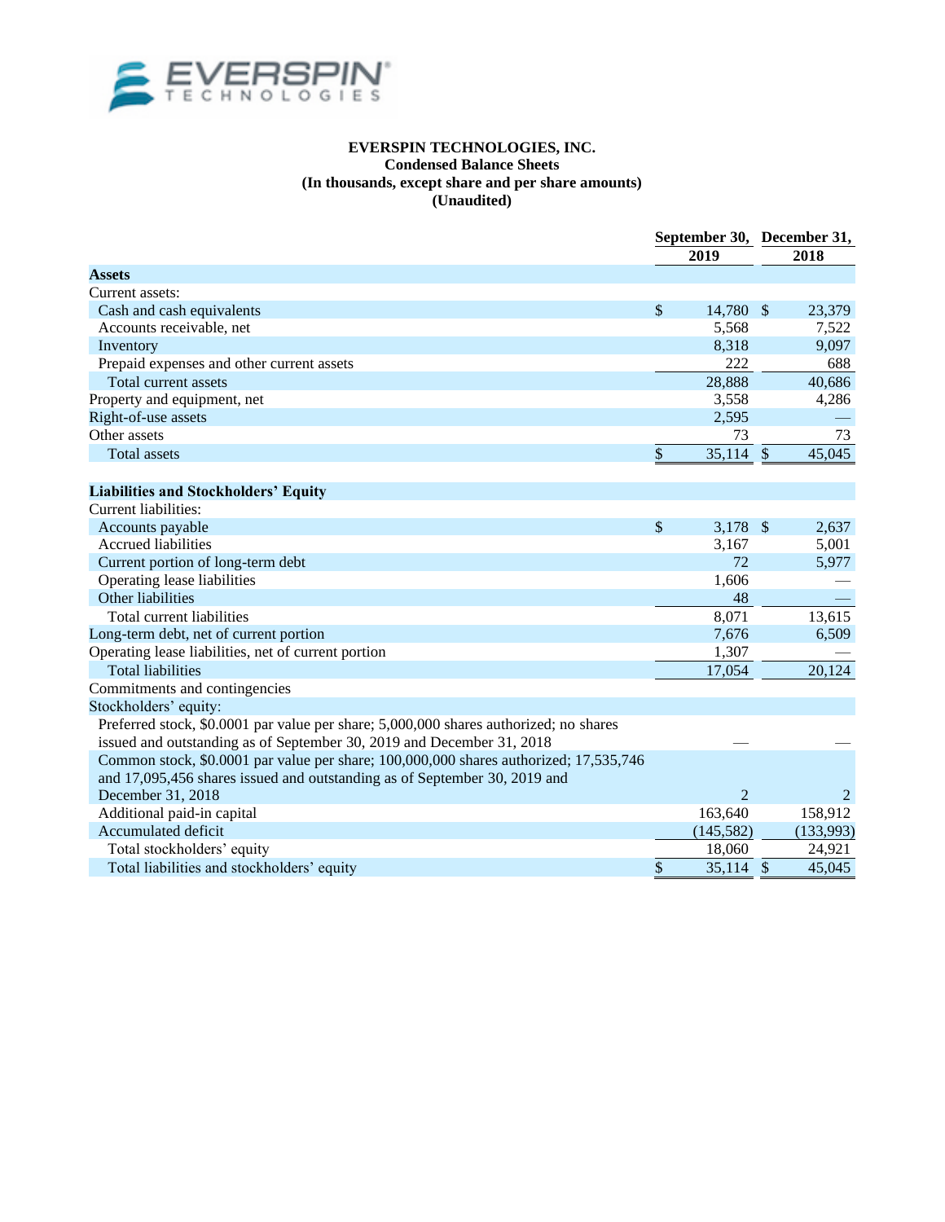**EVERSPIN TECHNOLOGIES, INC.**
**Condensed Balance Sheets**
**(In thousands, except share and per share amounts)**
**(Unaudited)**

| | September 30, 2019 | December 31, 2018 |
|---|---|---|
| **Assets** | | |
| Current assets: | | |
| Cash and cash equivalents | $ 14,780 | $ 23,379 |
| Accounts receivable, net | 5,568 | 7,522 |
| Inventory | 8,318 | 9,097 |
| Prepaid expenses and other current assets | 222 | 688 |
| Total current assets | 28,888 | 40,686 |
| Property and equipment, net | 3,558 | 4,286 |
| Right-of-use assets | 2,595 | — |
| Other assets | 73 | 73 |
| Total assets | $ 35,114 | $ 45,045 |
| **Liabilities and Stockholders' Equity** | | |
| Current liabilities: | | |
| Accounts payable | $ 3,178 | $ 2,637 |
| Accrued liabilities | 3,167 | 5,001 |
| Current portion of long-term debt | 72 | 5,977 |
| Operating lease liabilities | 1,606 | — |
| Other liabilities | 48 | — |
| Total current liabilities | 8,071 | 13,615 |
| Long-term debt, net of current portion | 7,676 | 6,509 |
| Operating lease liabilities, net of current portion | 1,307 | — |
| Total liabilities | 17,054 | 20,124 |
| Commitments and contingencies | | |
| Stockholders' equity: | | |
| Preferred stock, $0.0001 par value per share; 5,000,000 shares authorized; no shares issued and outstanding as of September 30, 2019 and December 31, 2018 | — | — |
| Common stock, $0.0001 par value per share; 100,000,000 shares authorized; 17,535,746 and 17,095,456 shares issued and outstanding as of September 30, 2019 and December 31, 2018 | 2 | 2 |
| Additional paid-in capital | 163,640 | 158,912 |
| Accumulated deficit | (145,582) | (133,993) |
| Total stockholders' equity | 18,060 | 24,921 |
| Total liabilities and stockholders' equity | $ 35,114 | $ 45,045 |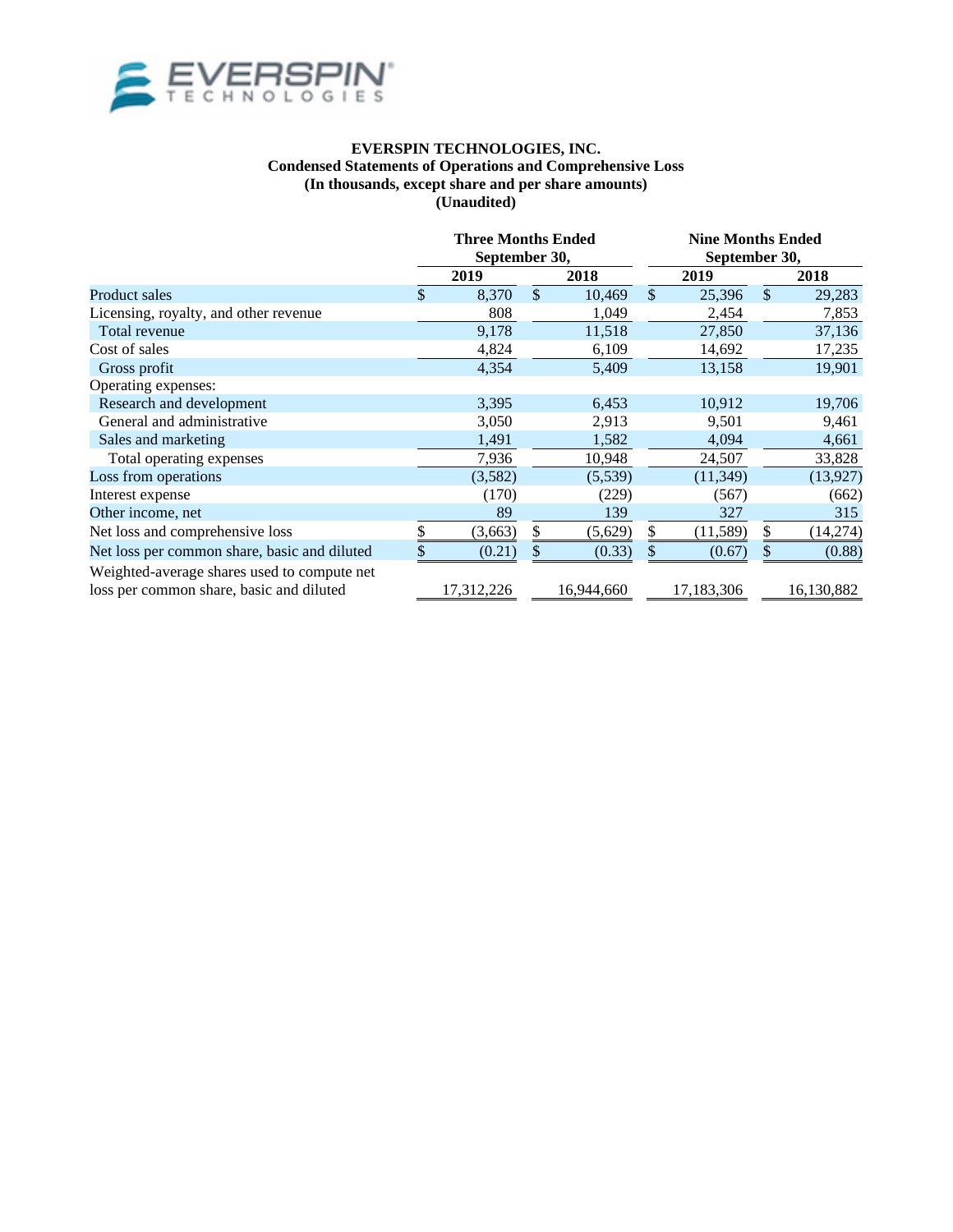**EVERSPIN TECHNOLOGIES, INC.**
**Condensed Statements of Operations and Comprehensive Loss**
**(In thousands, except share and per share amounts)**
**(Unaudited)**

| | Three Months Ended September 30, | | Nine Months Ended September 30, | |
|---|---|---|---|---|
| | **2019** | **2018** | **2019** | **2018** |
| Product sales | $ 8,370 | $ 10,469 | $ 25,396 | $ 29,283 |
| Licensing, royalty, and other revenue | 808 | 1,049 | 2,454 | 7,853 |
| Total revenue | 9,178 | 11,518 | 27,850 | 37,136 |
| Cost of sales | 4,824 | 6,109 | 14,692 | 17,235 |
| Gross profit | 4,354 | 5,409 | 13,158 | 19,901 |
| Operating expenses: | | | | |
| Research and development | 3,395 | 6,453 | 10,912 | 19,706 |
| General and administrative | 3,050 | 2,913 | 9,501 | 9,461 |
| Sales and marketing | 1,491 | 1,582 | 4,094 | 4,661 |
| Total operating expenses | 7,936 | 10,948 | 24,507 | 33,828 |
| Loss from operations | (3,582) | (5,539) | (11,349) | (13,927) |
| Interest expense | (170) | (229) | (567) | (662) |
| Other income, net | 89 | 139 | 327 | 315 |
| Net loss and comprehensive loss | $ (3,663) | $ (5,629) | $ (11,589) | $ (14,274) |
| Net loss per common share, basic and diluted | $ (0.21) | $ (0.33) | $ (0.67) | $ (0.88) |
| Weighted-average shares used to compute net loss per common share, basic and diluted | 17,312,226 | 16,944,660 | 17,183,306 | 16,130,882 |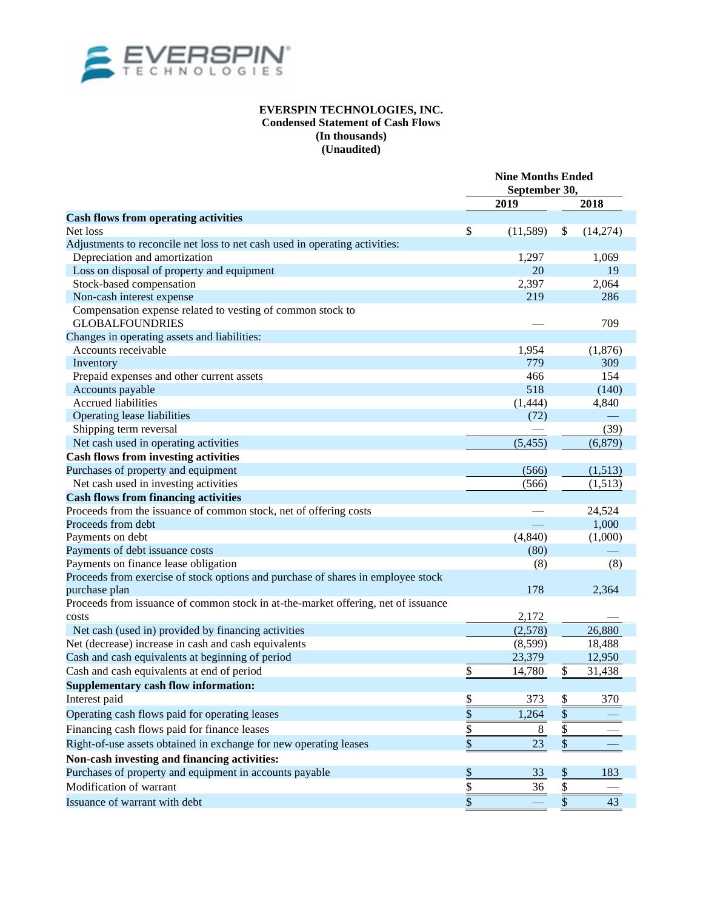**EVERSPIN TECHNOLOGIES, INC.**
**Condensed Statement of Cash Flows**
**(In thousands)**
**(Unaudited)**

| | Nine Months Ended September 30, | |
|---|---|---|
| | 2019 | 2018 |
| **Cash flows from operating activities** | | |
| Net loss | $ (11,589) | $ (14,274) |
| Adjustments to reconcile net loss to net cash used in operating activities: | | |
| Depreciation and amortization | 1,297 | 1,069 |
| Loss on disposal of property and equipment | 20 | 19 |
| Stock-based compensation | 2,397 | 2,064 |
| Non-cash interest expense | 219 | 286 |
| Compensation expense related to vesting of common stock to GLOBALFOUNDRIES | — | 709 |
| Changes in operating assets and liabilities: | | |
| Accounts receivable | 1,954 | (1,876) |
| Inventory | 779 | 309 |
| Prepaid expenses and other current assets | 466 | 154 |
| Accounts payable | 518 | (140) |
| Accrued liabilities | (1,444) | 4,840 |
| Operating lease liabilities | (72) | — |
| Shipping term reversal | — | (39) |
| Net cash used in operating activities | (5,455) | (6,879) |
| **Cash flows from investing activities** | | |
| Purchases of property and equipment | (566) | (1,513) |
| Net cash used in investing activities | (566) | (1,513) |
| **Cash flows from financing activities** | | |
| Proceeds from the issuance of common stock, net of offering costs | — | 24,524 |
| Proceeds from debt | — | 1,000 |
| Payments on debt | (4,840) | (1,000) |
| Payments of debt issuance costs | (80) | — |
| Payments on finance lease obligation | (8) | (8) |
| Proceeds from exercise of stock options and purchase of shares in employee stock purchase plan | 178 | 2,364 |
| Proceeds from issuance of common stock in at-the-market offering, net of issuance costs | 2,172 | — |
| Net cash (used in) provided by financing activities | (2,578) | 26,880 |
| Net (decrease) increase in cash and cash equivalents | (8,599) | 18,488 |
| Cash and cash equivalents at beginning of period | 23,379 | 12,950 |
| Cash and cash equivalents at end of period | $ 14,780 | $ 31,438 |
| **Supplementary cash flow information:** | | |
| Interest paid | $ 373 | $ 370 |
| Operating cash flows paid for operating leases | $ 1,264 | $ — |
| Financing cash flows paid for finance leases | $ 8 | $ — |
| Right-of-use assets obtained in exchange for new operating leases | $ 23 | $ — |
| **Non-cash investing and financing activities:** | | |
| Purchases of property and equipment in accounts payable | $ 33 | $ 183 |
| Modification of warrant | $ 36 | $ — |
| Issuance of warrant with debt | $ — | $ 43 |